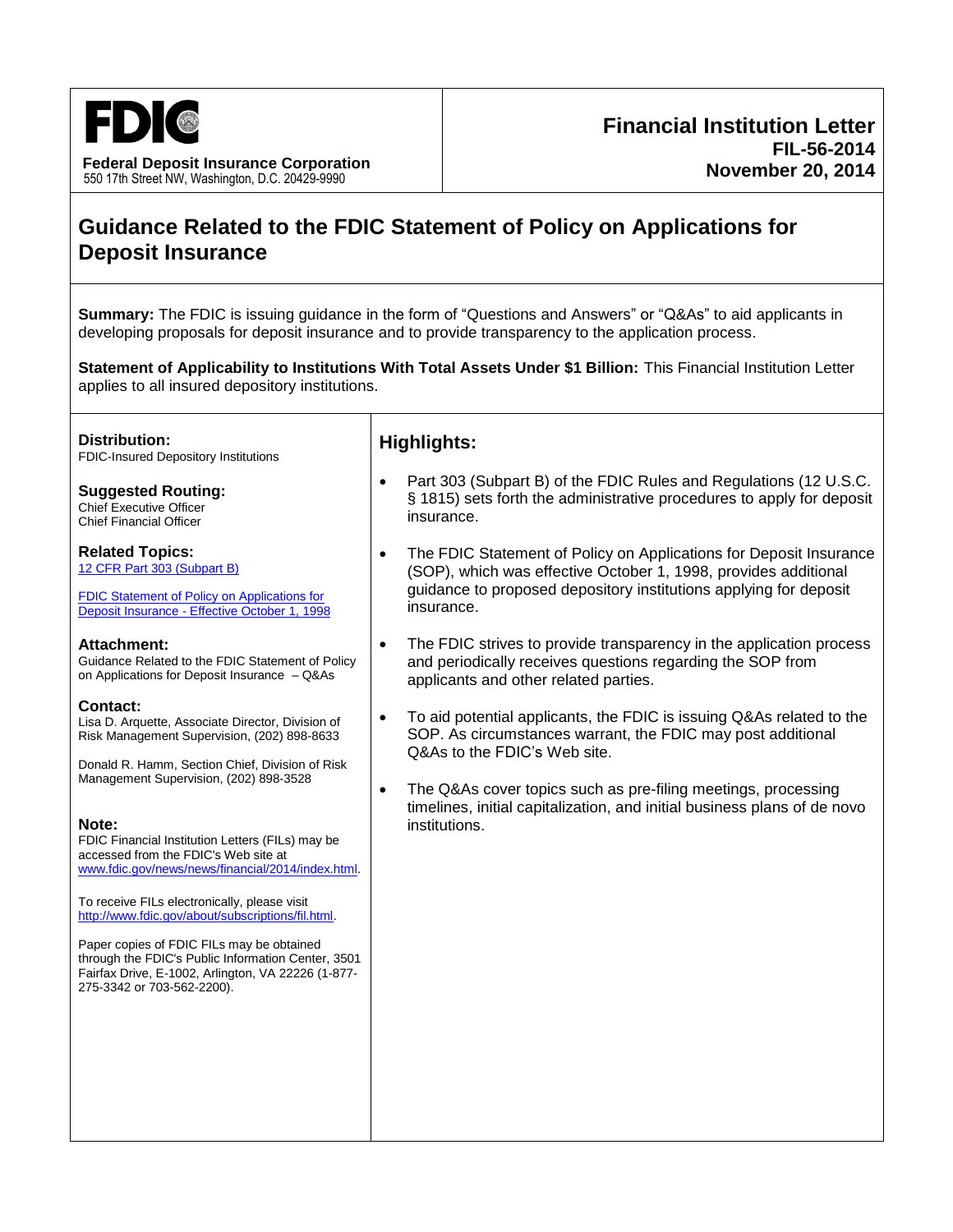**FDIC**

**Federal Deposit Insurance Corporation**
550 17th Street NW, Washington, D.C. 20429-9990

**Financial Institution Letter**
**FIL-56-2014**
**November 20, 2014**

# Guidance Related to the FDIC Statement of Policy on Applications for Deposit Insurance

**Summary:** The FDIC is issuing guidance in the form of "Questions and Answers" or "Q&As" to aid applicants in developing proposals for deposit insurance and to provide transparency to the application process.

**Statement of Applicability to Institutions With Total Assets Under $1 Billion:** This Financial Institution Letter applies to all insured depository institutions.

**Distribution:**
FDIC-Insured Depository Institutions

**Suggested Routing:**
Chief Executive Officer
Chief Financial Officer

**Related Topics:**
12 CFR Part 303 (Subpart B)

FDIC Statement of Policy on Applications for Deposit Insurance - Effective October 1, 1998

**Attachment:**
Guidance Related to the FDIC Statement of Policy on Applications for Deposit Insurance – Q&As

**Contact:**
Lisa D. Arquette, Associate Director, Division of Risk Management Supervision, (202) 898-8633

Donald R. Hamm, Section Chief, Division of Risk Management Supervision, (202) 898-3528

**Note:**
FDIC Financial Institution Letters (FILs) may be accessed from the FDIC's Web site at www.fdic.gov/news/news/financial/2014/index.html.

To receive FILs electronically, please visit http://www.fdic.gov/about/subscriptions/fil.html.

Paper copies of FDIC FILs may be obtained through the FDIC's Public Information Center, 3501 Fairfax Drive, E-1002, Arlington, VA 22226 (1-877-275-3342 or 703-562-2200).

## Highlights:

- Part 303 (Subpart B) of the FDIC Rules and Regulations (12 U.S.C. § 1815) sets forth the administrative procedures to apply for deposit insurance.
- The FDIC Statement of Policy on Applications for Deposit Insurance (SOP), which was effective October 1, 1998, provides additional guidance to proposed depository institutions applying for deposit insurance.
- The FDIC strives to provide transparency in the application process and periodically receives questions regarding the SOP from applicants and other related parties.
- To aid potential applicants, the FDIC is issuing Q&As related to the SOP. As circumstances warrant, the FDIC may post additional Q&As to the FDIC's Web site.
- The Q&As cover topics such as pre-filing meetings, processing timelines, initial capitalization, and initial business plans of de novo institutions.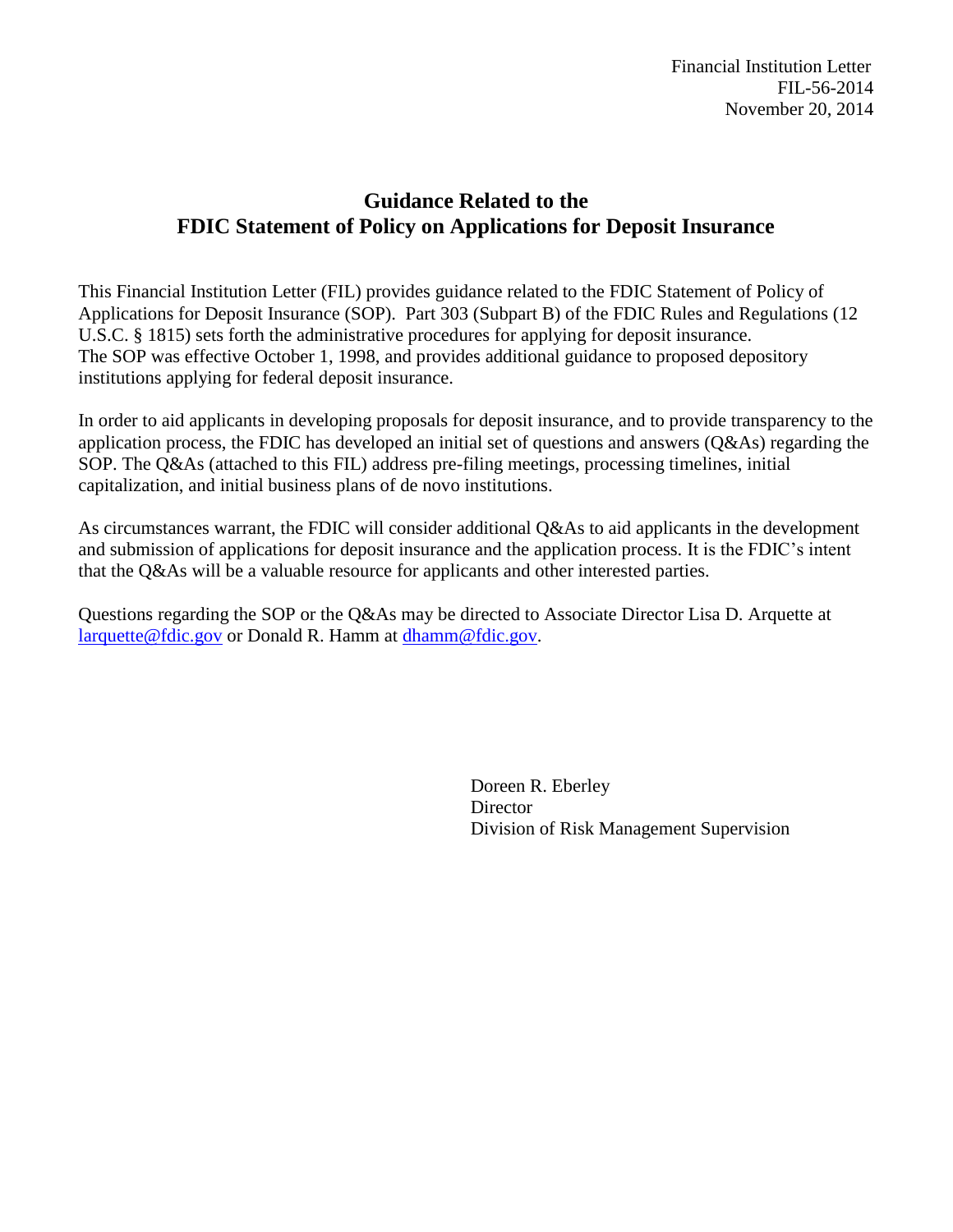Financial Institution Letter
FIL-56-2014
November 20, 2014

# Guidance Related to the FDIC Statement of Policy on Applications for Deposit Insurance

This Financial Institution Letter (FIL) provides guidance related to the FDIC Statement of Policy of Applications for Deposit Insurance (SOP). Part 303 (Subpart B) of the FDIC Rules and Regulations (12 U.S.C. § 1815) sets forth the administrative procedures for applying for deposit insurance. The SOP was effective October 1, 1998, and provides additional guidance to proposed depository institutions applying for federal deposit insurance.

In order to aid applicants in developing proposals for deposit insurance, and to provide transparency to the application process, the FDIC has developed an initial set of questions and answers (Q&As) regarding the SOP. The Q&As (attached to this FIL) address pre-filing meetings, processing timelines, initial capitalization, and initial business plans of de novo institutions.

As circumstances warrant, the FDIC will consider additional Q&As to aid applicants in the development and submission of applications for deposit insurance and the application process. It is the FDIC's intent that the Q&As will be a valuable resource for applicants and other interested parties.

Questions regarding the SOP or the Q&As may be directed to Associate Director Lisa D. Arquette at larquette@fdic.gov or Donald R. Hamm at dhamm@fdic.gov.

Doreen R. Eberley
Director
Division of Risk Management Supervision